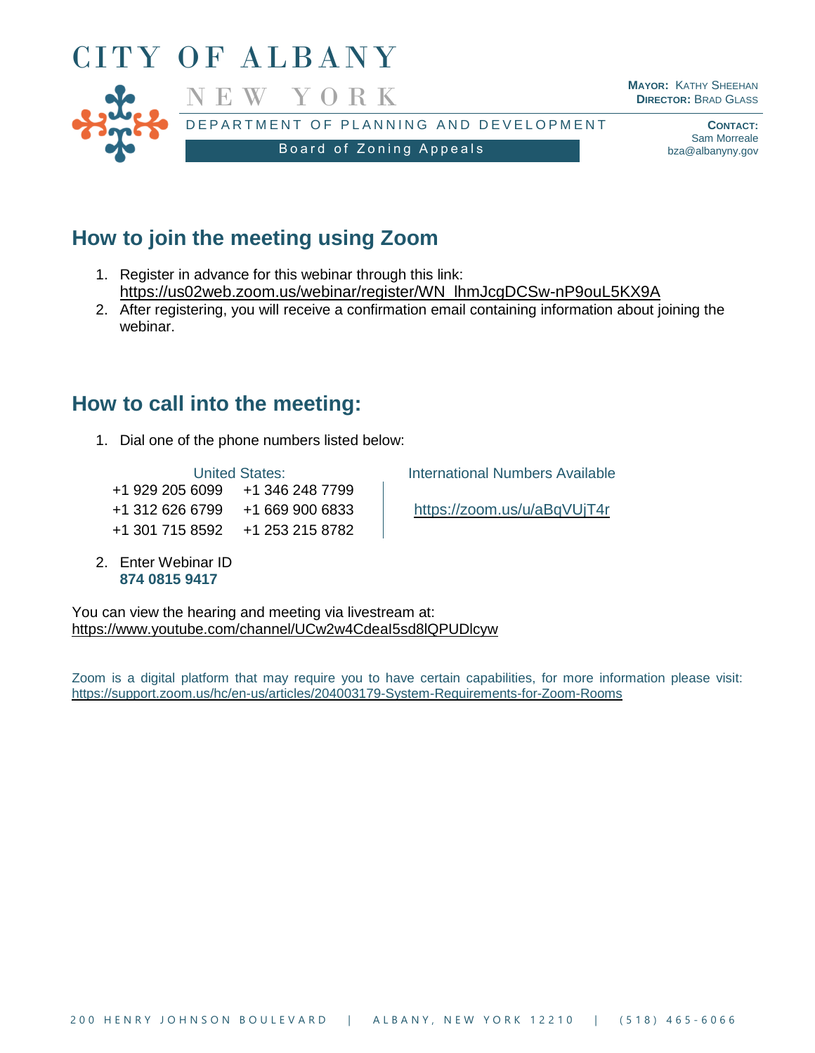# CITY OF ALBANY

NEW YORK

DEPARTMENT OF PLANNING AND DEVELOPMENT

Board of Zoning Appeals

**MAYOR:** KATHY SHEEHAN
**DIRECTOR:** BRAD GLASS

**CONTACT:**
Sam Morreale
bza@albanyny.gov

## How to join the meeting using Zoom

1. Register in advance for this webinar through this link:
   https://us02web.zoom.us/webinar/register/WN_lhmJcgDCSw-nP9ouL5KX9A
2. After registering, you will receive a confirmation email containing information about joining the webinar.

## How to call into the meeting:

1. Dial one of the phone numbers listed below:

| United States: | | International Numbers Available |
|---|---|---|
| +1 929 205 6099 | +1 346 248 7799 | |
| +1 312 626 6799 | +1 669 900 6833 | https://zoom.us/u/aBqVUjT4r |
| +1 301 715 8592 | +1 253 215 8782 | |

2. Enter Webinar ID
   **874 0815 9417**

You can view the hearing and meeting via livestream at:
https://www.youtube.com/channel/UCw2w4CdeaI5sd8lQPUDlcyw

Zoom is a digital platform that may require you to have certain capabilities, for more information please visit: https://support.zoom.us/hc/en-us/articles/204003179-System-Requirements-for-Zoom-Rooms

200 HENRY JOHNSON BOULEVARD | ALBANY, NEW YORK 12210 | (518) 465-6066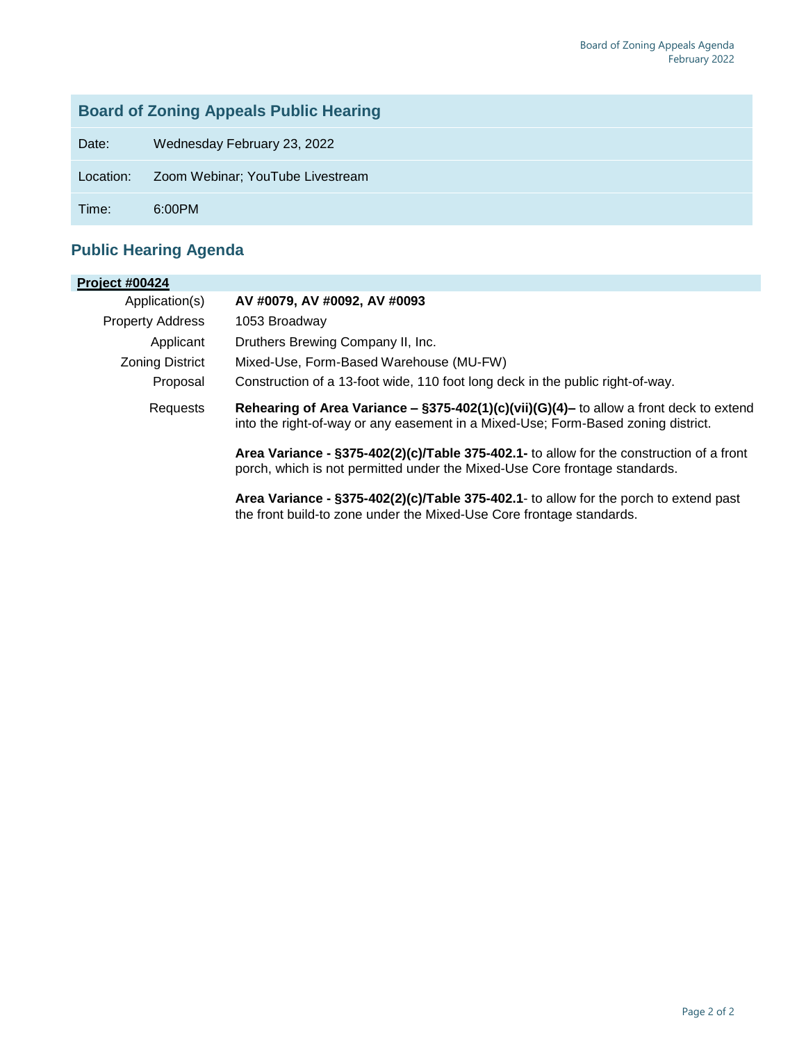## Board of Zoning Appeals Public Hearing

| | |
|---|---|
| Date: | Wednesday February 23, 2022 |
| Location: | Zoom Webinar; YouTube Livestream |
| Time: | 6:00PM |

## Public Hearing Agenda

**Project #00424**

| | |
|---|---|
| Application(s) | **AV #0079, AV #0092, AV #0093** |
| Property Address | 1053 Broadway |
| Applicant | Druthers Brewing Company II, Inc. |
| Zoning District | Mixed-Use, Form-Based Warehouse (MU-FW) |
| Proposal | Construction of a 13-foot wide, 110 foot long deck in the public right-of-way. |
| Requests | **Rehearing of Area Variance – §375-402(1)(c)(vii)(G)(4)–** to allow a front deck to extend into the right-of-way or any easement in a Mixed-Use; Form-Based zoning district. |
| | **Area Variance - §375-402(2)(c)/Table 375-402.1-** to allow for the construction of a front porch, which is not permitted under the Mixed-Use Core frontage standards. |
| | **Area Variance - §375-402(2)(c)/Table 375-402.1**- to allow for the porch to extend past the front build-to zone under the Mixed-Use Core frontage standards. |